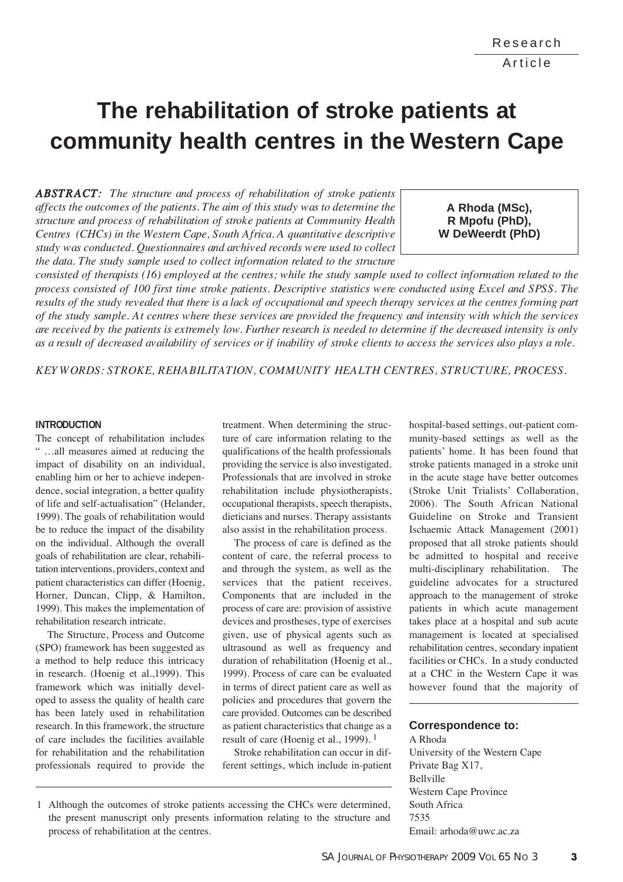Research Article

# The rehabilitation of stroke patients at community health centres in the Western Cape

**A Rhoda (MSc), R Mpofu (PhD), W DeWeerdt (PhD)**

***ABSTRACT:*** *The structure and process of rehabilitation of stroke patients affects the outcomes of the patients. The aim of this study was to determine the structure and process of rehabilitation of stroke patients at Community Health Centres (CHCs) in the Western Cape, South Africa. A quantitative descriptive study was conducted. Questionnaires and archived records were used to collect the data. The study sample used to collect information related to the structure consisted of therapists (16) employed at the centres; while the study sample used to collect information related to the process consisted of 100 first time stroke patients. Descriptive statistics were conducted using Excel and SPSS. The results of the study revealed that there is a lack of occupational and speech therapy services at the centres forming part of the study sample. At centres where these services are provided the frequency and intensity with which the services are received by the patients is extremely low. Further research is needed to determine if the decreased intensity is only as a result of decreased availability of services or if inability of stroke clients to access the services also plays a role.*

*KEY WORDS: STROKE, REHABILITATION, COMMUNITY HEALTH CENTRES, STRUCTURE, PROCESS.*

#### INTRODUCTION

The concept of rehabilitation includes " …all measures aimed at reducing the impact of disability on an individual, enabling him or her to achieve independence, social integration, a better quality of life and self-actualisation" (Helander, 1999). The goals of rehabilitation would be to reduce the impact of the disability on the individual. Although the overall goals of rehabilitation are clear, rehabilitation interventions, providers, context and patient characteristics can differ (Hoenig, Horner, Duncan, Clipp, & Hamilton, 1999). This makes the implementation of rehabilitation research intricate.

The Structure, Process and Outcome (SPO) framework has been suggested as a method to help reduce this intricacy in research. (Hoenig et al.,1999). This framework which was initially developed to assess the quality of health care has been lately used in rehabilitation research. In this framework, the structure of care includes the facilities available for rehabilitation and the rehabilitation professionals required to provide the treatment. When determining the structure of care information relating to the qualifications of the health professionals providing the service is also investigated. Professionals that are involved in stroke rehabilitation include physiotherapists, occupational therapists, speech therapists, dieticians and nurses. Therapy assistants also assist in the rehabilitation process.

The process of care is defined as the content of care, the referral process to and through the system, as well as the services that the patient receives. Components that are included in the process of care are: provision of assistive devices and prostheses, type of exercises given, use of physical agents such as ultrasound as well as frequency and duration of rehabilitation (Hoenig et al., 1999). Process of care can be evaluated in terms of direct patient care as well as policies and procedures that govern the care provided. Outcomes can be described as patient characteristics that change as a result of care (Hoenig et al., 1999).[1]

Stroke rehabilitation can occur in different settings, which include in-patient hospital-based settings, out-patient community-based settings as well as the patients' home. It has been found that stroke patients managed in a stroke unit in the acute stage have better outcomes (Stroke Unit Trialists' Collaboration, 2006). The South African National Guideline on Stroke and Transient Ischaemic Attack Management (2001) proposed that all stroke patients should be admitted to hospital and receive multi-disciplinary rehabilitation. The guideline advocates for a structured approach to the management of stroke patients in which acute management takes place at a hospital and sub acute management is located at specialised rehabilitation centres, secondary inpatient facilities or CHCs. In a study conducted at a CHC in the Western Cape it was however found that the majority of

1 Although the outcomes of stroke patients accessing the CHCs were determined, the present manuscript only presents information relating to the structure and process of rehabilitation at the centres.

**Correspondence to:**
A Rhoda
University of the Western Cape
Private Bag X17,
Bellville
Western Cape Province
South Africa
7535
Email: arhoda@uwc.ac.za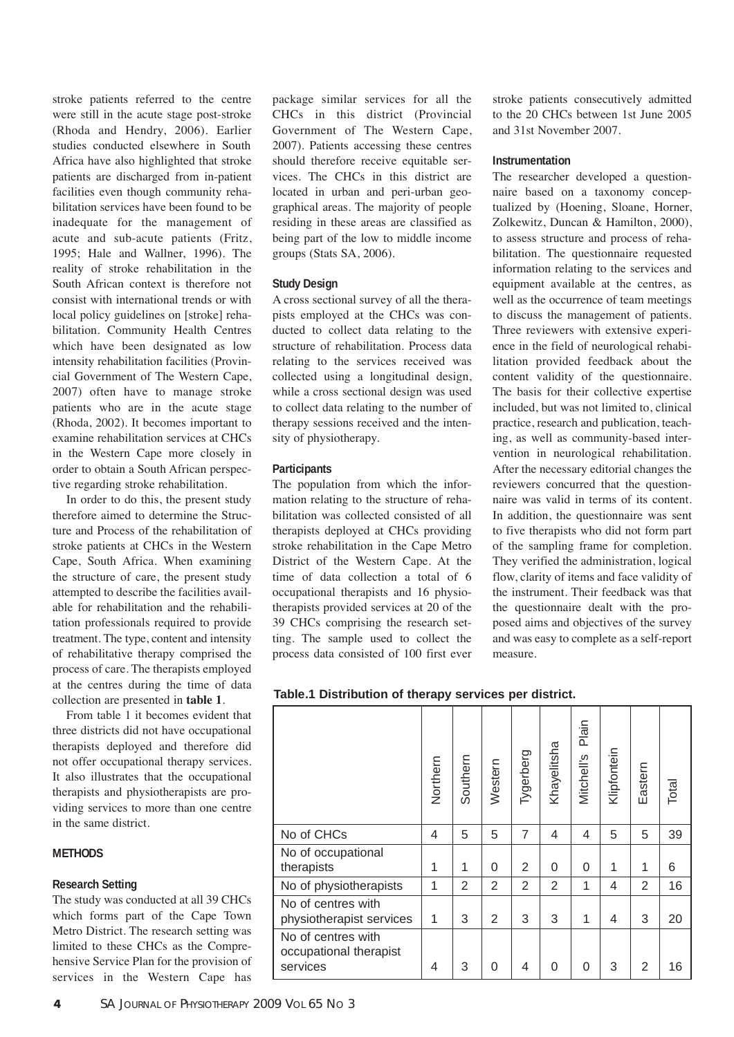stroke patients referred to the centre were still in the acute stage post-stroke (Rhoda and Hendry, 2006). Earlier studies conducted elsewhere in South Africa have also highlighted that stroke patients are discharged from in-patient facilities even though community rehabilitation services have been found to be inadequate for the management of acute and sub-acute patients (Fritz, 1995; Hale and Wallner, 1996). The reality of stroke rehabilitation in the South African context is therefore not consist with international trends or with local policy guidelines on [stroke] rehabilitation. Community Health Centres which have been designated as low intensity rehabilitation facilities (Provincial Government of The Western Cape, 2007) often have to manage stroke patients who are in the acute stage (Rhoda, 2002). It becomes important to examine rehabilitation services at CHCs in the Western Cape more closely in order to obtain a South African perspective regarding stroke rehabilitation.

In order to do this, the present study therefore aimed to determine the Structure and Process of the rehabilitation of stroke patients at CHCs in the Western Cape, South Africa. When examining the structure of care, the present study attempted to describe the facilities available for rehabilitation and the rehabilitation professionals required to provide treatment. The type, content and intensity of rehabilitative therapy comprised the process of care. The therapists employed at the centres during the time of data collection are presented in **table 1**.

From table 1 it becomes evident that three districts did not have occupational therapists deployed and therefore did not offer occupational therapy services. It also illustrates that the occupational therapists and physiotherapists are providing services to more than one centre in the same district.

## METHODS

### Research Setting

The study was conducted at all 39 CHCs which forms part of the Cape Town Metro District. The research setting was limited to these CHCs as the Comprehensive Service Plan for the provision of services in the Western Cape has package similar services for all the CHCs in this district (Provincial Government of The Western Cape, 2007). Patients accessing these centres should therefore receive equitable services. The CHCs in this district are located in urban and peri-urban geographical areas. The majority of people residing in these areas are classified as being part of the low to middle income groups (Stats SA, 2006).

### Study Design

A cross sectional survey of all the therapists employed at the CHCs was conducted to collect data relating to the structure of rehabilitation. Process data relating to the services received was collected using a longitudinal design, while a cross sectional design was used to collect data relating to the number of therapy sessions received and the intensity of physiotherapy.

### Participants

The population from which the information relating to the structure of rehabilitation was collected consisted of all therapists deployed at CHCs providing stroke rehabilitation in the Cape Metro District of the Western Cape. At the time of data collection a total of 6 occupational therapists and 16 physiotherapists provided services at 20 of the 39 CHCs comprising the research setting. The sample used to collect the process data consisted of 100 first ever stroke patients consecutively admitted to the 20 CHCs between 1st June 2005 and 31st November 2007.

### Instrumentation

The researcher developed a questionnaire based on a taxonomy conceptualized by (Hoening, Sloane, Horner, Zolkewitz, Duncan & Hamilton, 2000), to assess structure and process of rehabilitation. The questionnaire requested information relating to the services and equipment available at the centres, as well as the occurrence of team meetings to discuss the management of patients. Three reviewers with extensive experience in the field of neurological rehabilitation provided feedback about the content validity of the questionnaire. The basis for their collective expertise included, but was not limited to, clinical practice, research and publication, teaching, as well as community-based intervention in neurological rehabilitation. After the necessary editorial changes the reviewers concurred that the questionnaire was valid in terms of its content. In addition, the questionnaire was sent to five therapists who did not form part of the sampling frame for completion. They verified the administration, logical flow, clarity of items and face validity of the instrument. Their feedback was that the questionnaire dealt with the proposed aims and objectives of the survey and was easy to complete as a self-report measure.

**Table.1 Distribution of therapy services per district.**

| | Northern | Southern | Western | Tygerberg | Khayelitsha | Mitchell's Plain | Klipfontein | Eastern | Total |
|---|---|---|---|---|---|---|---|---|---|
| No of CHCs | 4 | 5 | 5 | 7 | 4 | 4 | 5 | 5 | 39 |
| No of occupational therapists | 1 | 1 | 0 | 2 | 0 | 0 | 1 | 1 | 6 |
| No of physiotherapists | 1 | 2 | 2 | 2 | 2 | 1 | 4 | 2 | 16 |
| No of centres with physiotherapist services | 1 | 3 | 2 | 3 | 3 | 1 | 4 | 3 | 20 |
| No of centres with occupational therapist services | 4 | 3 | 0 | 4 | 0 | 0 | 3 | 2 | 16 |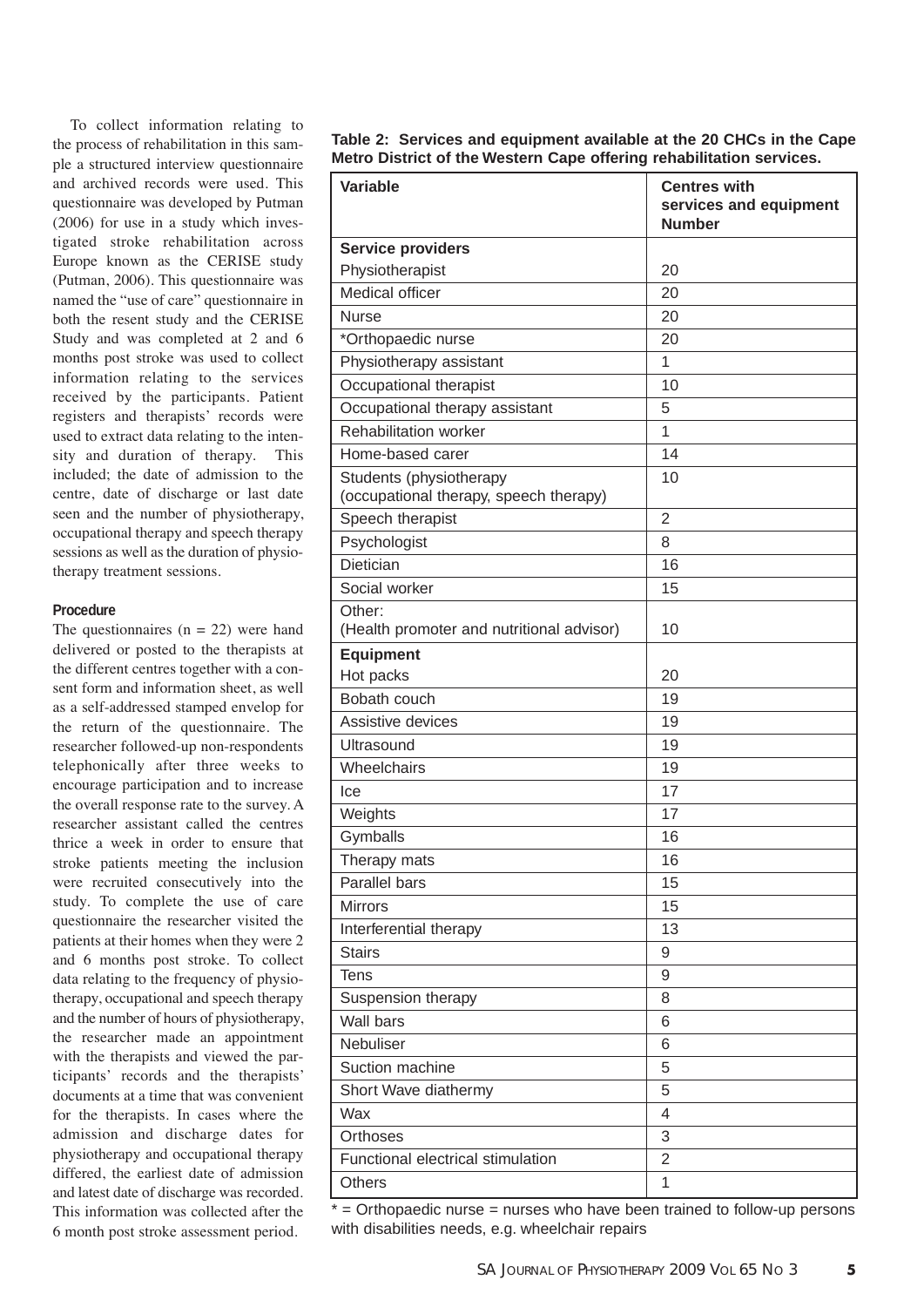To collect information relating to the process of rehabilitation in this sample a structured interview questionnaire and archived records were used. This questionnaire was developed by Putman (2006) for use in a study which investigated stroke rehabilitation across Europe known as the CERISE study (Putman, 2006). This questionnaire was named the "use of care" questionnaire in both the resent study and the CERISE Study and was completed at 2 and 6 months post stroke was used to collect information relating to the services received by the participants. Patient registers and therapists' records were used to extract data relating to the intensity and duration of therapy. This included; the date of admission to the centre, date of discharge or last date seen and the number of physiotherapy, occupational therapy and speech therapy sessions as well as the duration of physiotherapy treatment sessions.

#### Procedure

The questionnaires (n = 22) were hand delivered or posted to the therapists at the different centres together with a consent form and information sheet, as well as a self-addressed stamped envelop for the return of the questionnaire. The researcher followed-up non-respondents telephonically after three weeks to encourage participation and to increase the overall response rate to the survey. A researcher assistant called the centres thrice a week in order to ensure that stroke patients meeting the inclusion were recruited consecutively into the study. To complete the use of care questionnaire the researcher visited the patients at their homes when they were 2 and 6 months post stroke. To collect data relating to the frequency of physiotherapy, occupational and speech therapy and the number of hours of physiotherapy, the researcher made an appointment with the therapists and viewed the participants' records and the therapists' documents at a time that was convenient for the therapists. In cases where the admission and discharge dates for physiotherapy and occupational therapy differed, the earliest date of admission and latest date of discharge was recorded. This information was collected after the 6 month post stroke assessment period.

**Table 2: Services and equipment available at the 20 CHCs in the Cape Metro District of the Western Cape offering rehabilitation services.**

| Variable | Centres with services and equipment Number |
|---|---|
| **Service providers** | |
| Physiotherapist | 20 |
| Medical officer | 20 |
| Nurse | 20 |
| *Orthopaedic nurse | 20 |
| Physiotherapy assistant | 1 |
| Occupational therapist | 10 |
| Occupational therapy assistant | 5 |
| Rehabilitation worker | 1 |
| Home-based carer | 14 |
| Students (physiotherapy (occupational therapy, speech therapy) | 10 |
| Speech therapist | 2 |
| Psychologist | 8 |
| Dietician | 16 |
| Social worker | 15 |
| Other: (Health promoter and nutritional advisor) | 10 |
| **Equipment** | |
| Hot packs | 20 |
| Bobath couch | 19 |
| Assistive devices | 19 |
| Ultrasound | 19 |
| Wheelchairs | 19 |
| Ice | 17 |
| Weights | 17 |
| Gymballs | 16 |
| Therapy mats | 16 |
| Parallel bars | 15 |
| Mirrors | 15 |
| Interferential therapy | 13 |
| Stairs | 9 |
| Tens | 9 |
| Suspension therapy | 8 |
| Wall bars | 6 |
| Nebuliser | 6 |
| Suction machine | 5 |
| Short Wave diathermy | 5 |
| Wax | 4 |
| Orthoses | 3 |
| Functional electrical stimulation | 2 |
| Others | 1 |

* = Orthopaedic nurse = nurses who have been trained to follow-up persons with disabilities needs, e.g. wheelchair repairs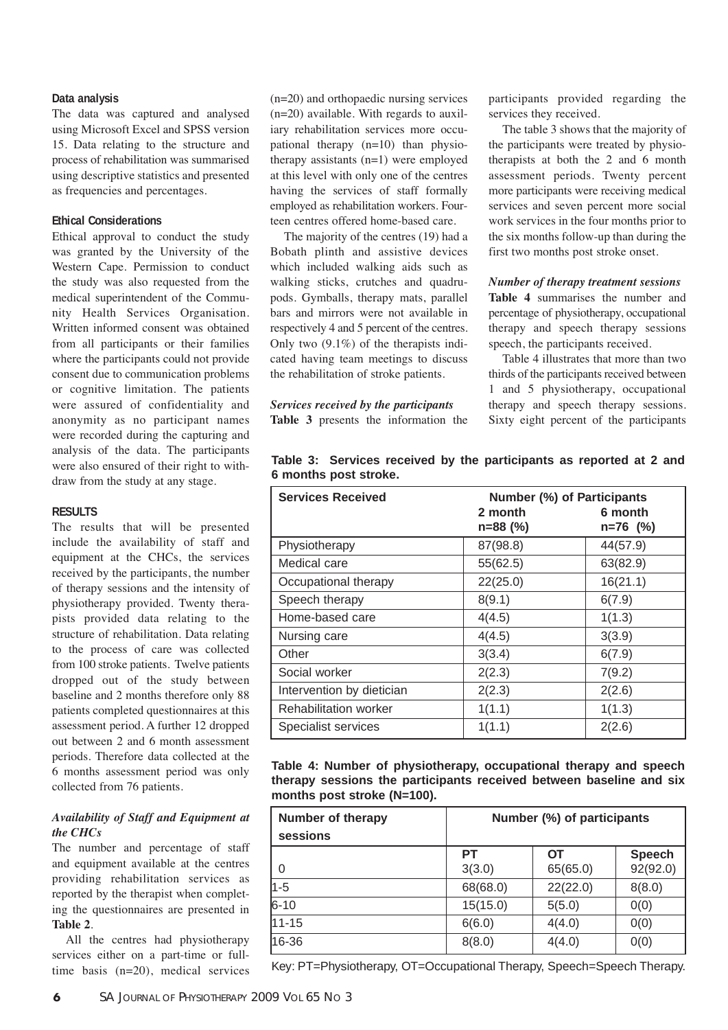**Data analysis**

The data was captured and analysed using Microsoft Excel and SPSS version 15. Data relating to the structure and process of rehabilitation was summarised using descriptive statistics and presented as frequencies and percentages.

**Ethical Considerations**

Ethical approval to conduct the study was granted by the University of the Western Cape. Permission to conduct the study was also requested from the medical superintendent of the Community Health Services Organisation. Written informed consent was obtained from all participants or their families where the participants could not provide consent due to communication problems or cognitive limitation. The patients were assured of confidentiality and anonymity as no participant names were recorded during the capturing and analysis of the data. The participants were also ensured of their right to withdraw from the study at any stage.

**RESULTS**

The results that will be presented include the availability of staff and equipment at the CHCs, the services received by the participants, the number of therapy sessions and the intensity of physiotherapy provided. Twenty therapists provided data relating to the structure of rehabilitation. Data relating to the process of care was collected from 100 stroke patients. Twelve patients dropped out of the study between baseline and 2 months therefore only 88 patients completed questionnaires at this assessment period. A further 12 dropped out between 2 and 6 month assessment periods. Therefore data collected at the 6 months assessment period was only collected from 76 patients.

***Availability of Staff and Equipment at the CHCs***

The number and percentage of staff and equipment available at the centres providing rehabilitation services as reported by the therapist when completing the questionnaires are presented in **Table 2**.

All the centres had physiotherapy services either on a part-time or full-time basis (n=20), medical services (n=20) and orthopaedic nursing services (n=20) available. With regards to auxiliary rehabilitation services more occupational therapy (n=10) than physiotherapy assistants (n=1) were employed at this level with only one of the centres having the services of staff formally employed as rehabilitation workers. Fourteen centres offered home-based care.

The majority of the centres (19) had a Bobath plinth and assistive devices which included walking aids such as walking sticks, crutches and quadrupods. Gymballs, therapy mats, parallel bars and mirrors were not available in respectively 4 and 5 percent of the centres. Only two (9.1%) of the therapists indicated having team meetings to discuss the rehabilitation of stroke patients.

***Services received by the participants***

**Table 3** presents the information the participants provided regarding the services they received.

The table 3 shows that the majority of the participants were treated by physiotherapists at both the 2 and 6 month assessment periods. Twenty percent more participants were receiving medical services and seven percent more social work services in the four months prior to the six months follow-up than during the first two months post stroke onset.

***Number of therapy treatment sessions***

**Table 4** summarises the number and percentage of physiotherapy, occupational therapy and speech therapy sessions speech, the participants received.

Table 4 illustrates that more than two thirds of the participants received between 1 and 5 physiotherapy, occupational therapy and speech therapy sessions. Sixty eight percent of the participants

**Table 3: Services received by the participants as reported at 2 and 6 months post stroke.**

| Services Received | Number (%) of Participants | |
|---|---|---|
| | 2 month n=88 (%) | 6 month n=76 (%) |
| Physiotherapy | 87(98.8) | 44(57.9) |
| Medical care | 55(62.5) | 63(82.9) |
| Occupational therapy | 22(25.0) | 16(21.1) |
| Speech therapy | 8(9.1) | 6(7.9) |
| Home-based care | 4(4.5) | 1(1.3) |
| Nursing care | 4(4.5) | 3(3.9) |
| Other | 3(3.4) | 6(7.9) |
| Social worker | 2(2.3) | 7(9.2) |
| Intervention by dietician | 2(2.3) | 2(2.6) |
| Rehabilitation worker | 1(1.1) | 1(1.3) |
| Specialist services | 1(1.1) | 2(2.6) |

**Table 4: Number of physiotherapy, occupational therapy and speech therapy sessions the participants received between baseline and six months post stroke (N=100).**

| Number of therapy sessions | Number (%) of participants | | |
|---|---|---|---|
| | PT | OT | Speech |
| 0 | 3(3.0) | 65(65.0) | 92(92.0) |
| 1-5 | 68(68.0) | 22(22.0) | 8(8.0) |
| 6-10 | 15(15.0) | 5(5.0) | 0(0) |
| 11-15 | 6(6.0) | 4(4.0) | 0(0) |
| 16-36 | 8(8.0) | 4(4.0) | 0(0) |

Key: PT=Physiotherapy, OT=Occupational Therapy, Speech=Speech Therapy.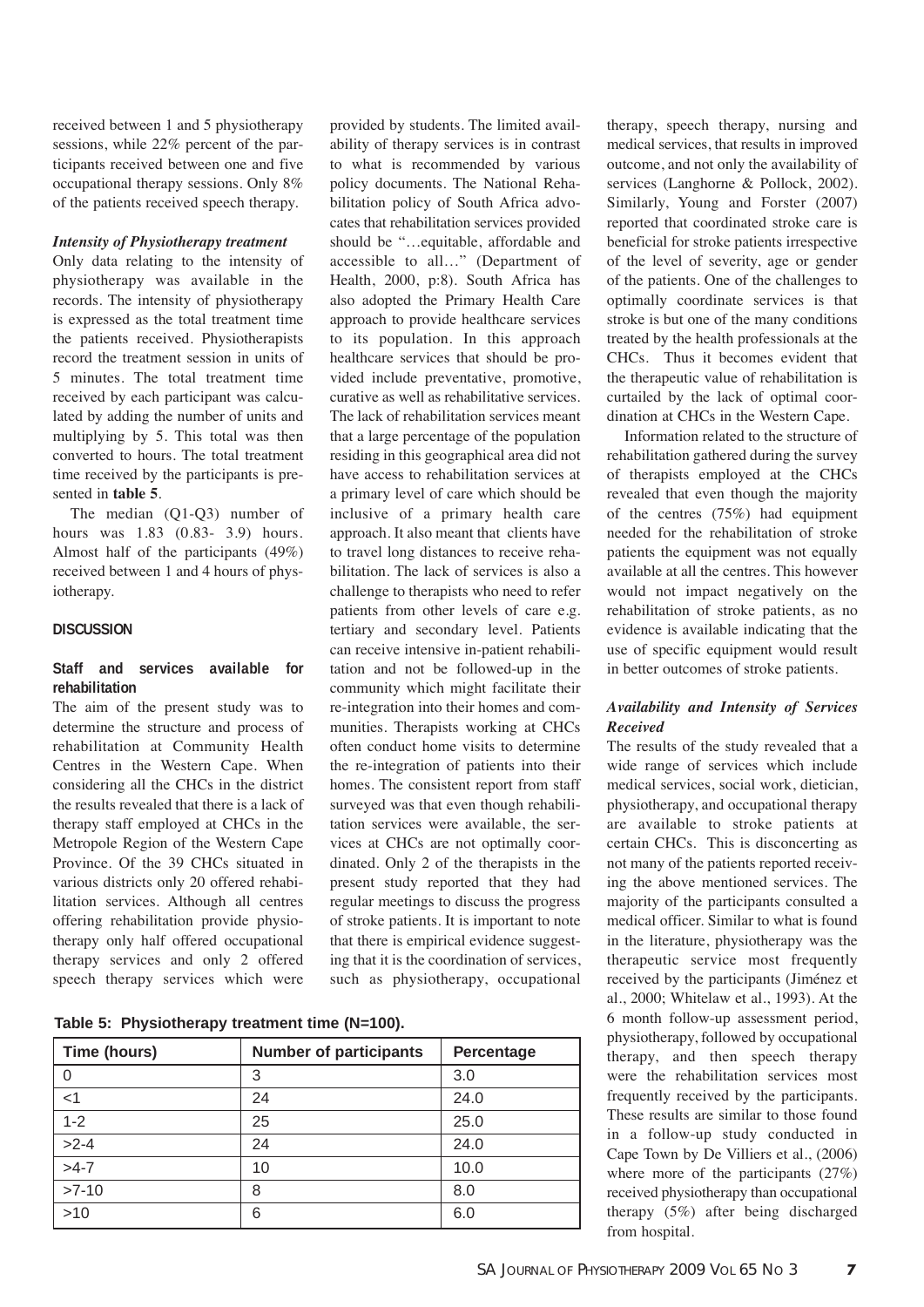received between 1 and 5 physiotherapy sessions, while 22% percent of the participants received between one and five occupational therapy sessions. Only 8% of the patients received speech therapy.

***Intensity of Physiotherapy treatment***

Only data relating to the intensity of physiotherapy was available in the records. The intensity of physiotherapy is expressed as the total treatment time the patients received. Physiotherapists record the treatment session in units of 5 minutes. The total treatment time received by each participant was calculated by adding the number of units and multiplying by 5. This total was then converted to hours. The total treatment time received by the participants is presented in **table 5**.

The median (Q1-Q3) number of hours was 1.83 (0.83- 3.9) hours. Almost half of the participants (49%) received between 1 and 4 hours of physiotherapy.

## DISCUSSION

### Staff and services available for rehabilitation

The aim of the present study was to determine the structure and process of rehabilitation at Community Health Centres in the Western Cape. When considering all the CHCs in the district the results revealed that there is a lack of therapy staff employed at CHCs in the Metropole Region of the Western Cape Province. Of the 39 CHCs situated in various districts only 20 offered rehabilitation services. Although all centres offering rehabilitation provide physiotherapy only half offered occupational therapy services and only 2 offered speech therapy services which were provided by students. The limited availability of therapy services is in contrast to what is recommended by various policy documents. The National Rehabilitation policy of South Africa advocates that rehabilitation services provided should be "…equitable, affordable and accessible to all…" (Department of Health, 2000, p:8). South Africa has also adopted the Primary Health Care approach to provide healthcare services to its population. In this approach healthcare services that should be provided include preventative, promotive, curative as well as rehabilitative services. The lack of rehabilitation services meant that a large percentage of the population residing in this geographical area did not have access to rehabilitation services at a primary level of care which should be inclusive of a primary health care approach. It also meant that clients have to travel long distances to receive rehabilitation. The lack of services is also a challenge to therapists who need to refer patients from other levels of care e.g. tertiary and secondary level. Patients can receive intensive in-patient rehabilitation and not be followed-up in the community which might facilitate their re-integration into their homes and communities. Therapists working at CHCs often conduct home visits to determine the re-integration of patients into their homes. The consistent report from staff surveyed was that even though rehabilitation services were available, the services at CHCs are not optimally coordinated. Only 2 of the therapists in the present study reported that they had regular meetings to discuss the progress of stroke patients. It is important to note that there is empirical evidence suggesting that it is the coordination of services, such as physiotherapy, occupational therapy, speech therapy, nursing and medical services, that results in improved outcome, and not only the availability of services (Langhorne & Pollock, 2002). Similarly, Young and Forster (2007) reported that coordinated stroke care is beneficial for stroke patients irrespective of the level of severity, age or gender of the patients. One of the challenges to optimally coordinate services is that stroke is but one of the many conditions treated by the health professionals at the CHCs. Thus it becomes evident that the therapeutic value of rehabilitation is curtailed by the lack of optimal coordination at CHCs in the Western Cape.

Information related to the structure of rehabilitation gathered during the survey of therapists employed at the CHCs revealed that even though the majority of the centres (75%) had equipment needed for the rehabilitation of stroke patients the equipment was not equally available at all the centres. This however would not impact negatively on the rehabilitation of stroke patients, as no evidence is available indicating that the use of specific equipment would result in better outcomes of stroke patients.

***Availability and Intensity of Services Received***

The results of the study revealed that a wide range of services which include medical services, social work, dietician, physiotherapy, and occupational therapy are available to stroke patients at certain CHCs. This is disconcerting as not many of the patients reported receiving the above mentioned services. The majority of the participants consulted a medical officer. Similar to what is found in the literature, physiotherapy was the therapeutic service most frequently received by the participants (Jiménez et al., 2000; Whitelaw et al., 1993). At the 6 month follow-up assessment period, physiotherapy, followed by occupational therapy, and then speech therapy were the rehabilitation services most frequently received by the participants. These results are similar to those found in a follow-up study conducted in Cape Town by De Villiers et al., (2006) where more of the participants (27%) received physiotherapy than occupational therapy (5%) after being discharged from hospital.

**Table 5: Physiotherapy treatment time (N=100).**

| Time (hours) | Number of participants | Percentage |
|---|---|---|
| 0 | 3 | 3.0 |
| <1 | 24 | 24.0 |
| 1-2 | 25 | 25.0 |
| >2-4 | 24 | 24.0 |
| >4-7 | 10 | 10.0 |
| >7-10 | 8 | 8.0 |
| >10 | 6 | 6.0 |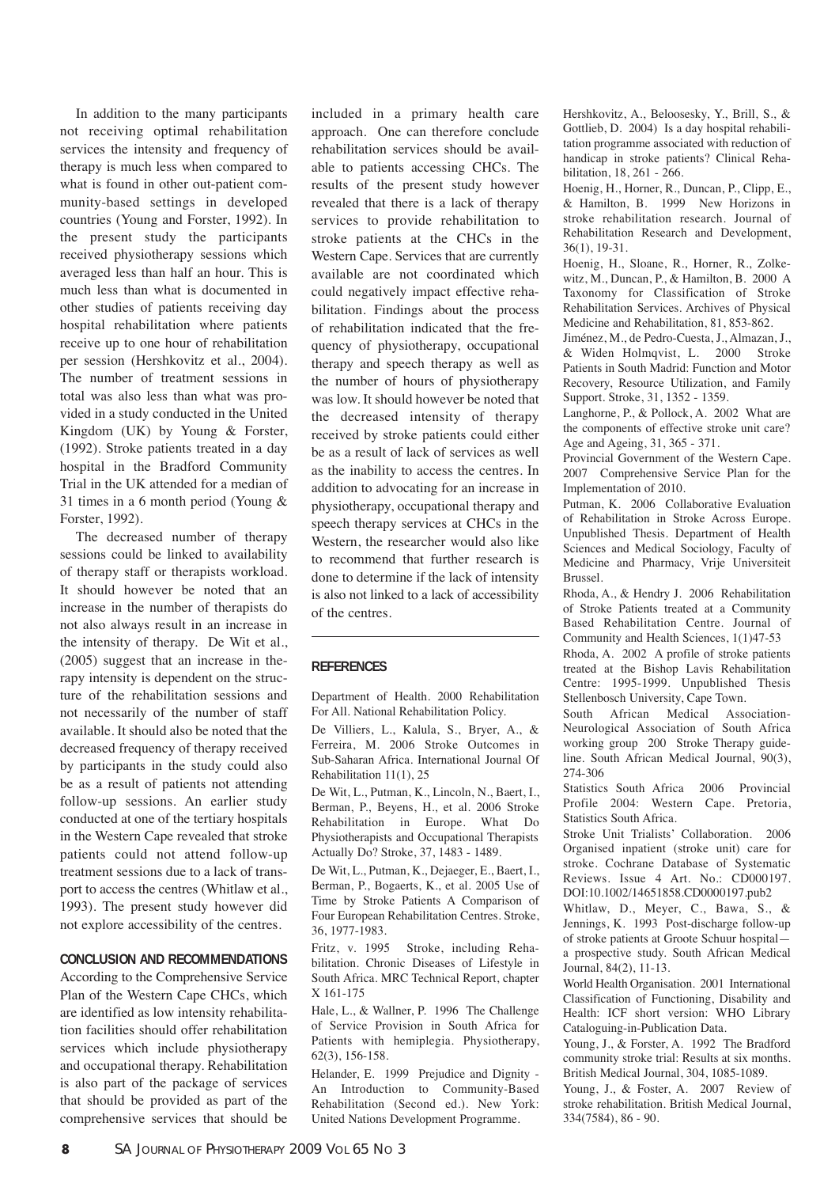In addition to the many participants not receiving optimal rehabilitation services the intensity and frequency of therapy is much less when compared to what is found in other out-patient community-based settings in developed countries (Young and Forster, 1992). In the present study the participants received physiotherapy sessions which averaged less than half an hour. This is much less than what is documented in other studies of patients receiving day hospital rehabilitation where patients receive up to one hour of rehabilitation per session (Hershkovitz et al., 2004). The number of treatment sessions in total was also less than what was provided in a study conducted in the United Kingdom (UK) by Young & Forster, (1992). Stroke patients treated in a day hospital in the Bradford Community Trial in the UK attended for a median of 31 times in a 6 month period (Young & Forster, 1992).

The decreased number of therapy sessions could be linked to availability of therapy staff or therapists workload. It should however be noted that an increase in the number of therapists do not also always result in an increase in the intensity of therapy. De Wit et al., (2005) suggest that an increase in therapy intensity is dependent on the structure of the rehabilitation sessions and not necessarily of the number of staff available. It should also be noted that the decreased frequency of therapy received by participants in the study could also be as a result of patients not attending follow-up sessions. An earlier study conducted at one of the tertiary hospitals in the Western Cape revealed that stroke patients could not attend follow-up treatment sessions due to a lack of transport to access the centres (Whitlaw et al., 1993). The present study however did not explore accessibility of the centres.

## CONCLUSION AND RECOMMENDATIONS

According to the Comprehensive Service Plan of the Western Cape CHCs, which are identified as low intensity rehabilitation facilities should offer rehabilitation services which include physiotherapy and occupational therapy. Rehabilitation is also part of the package of services that should be provided as part of the comprehensive services that should be included in a primary health care approach. One can therefore conclude rehabilitation services should be available to patients accessing CHCs. The results of the present study however revealed that there is a lack of therapy services to provide rehabilitation to stroke patients at the CHCs in the Western Cape. Services that are currently available are not coordinated which could negatively impact effective rehabilitation. Findings about the process of rehabilitation indicated that the frequency of physiotherapy, occupational therapy and speech therapy as well as the number of hours of physiotherapy was low. It should however be noted that the decreased intensity of therapy received by stroke patients could either be as a result of lack of services as well as the inability to access the centres. In addition to advocating for an increase in physiotherapy, occupational therapy and speech therapy services at CHCs in the Western, the researcher would also like to recommend that further research is done to determine if the lack of intensity is also not linked to a lack of accessibility of the centres.

## REFERENCES

Department of Health. 2000 Rehabilitation For All. National Rehabilitation Policy.

De Villiers, L., Kalula, S., Bryer, A., & Ferreira, M. 2006 Stroke Outcomes in Sub-Saharan Africa. International Journal Of Rehabilitation 11(1), 25

De Wit, L., Putman, K., Lincoln, N., Baert, I., Berman, P., Beyens, H., et al. 2006 Stroke Rehabilitation in Europe. What Do Physiotherapists and Occupational Therapists Actually Do? Stroke, 37, 1483 - 1489.

De Wit, L., Putman, K., Dejaeger, E., Baert, I., Berman, P., Bogaerts, K., et al. 2005 Use of Time by Stroke Patients A Comparison of Four European Rehabilitation Centres. Stroke, 36, 1977-1983.

Fritz, v. 1995 Stroke, including Rehabilitation. Chronic Diseases of Lifestyle in South Africa. MRC Technical Report, chapter X 161-175

Hale, L., & Wallner, P. 1996 The Challenge of Service Provision in South Africa for Patients with hemiplegia. Physiotherapy, 62(3), 156-158.

Helander, E. 1999 Prejudice and Dignity - An Introduction to Community-Based Rehabilitation (Second ed.). New York: United Nations Development Programme.

Hershkovitz, A., Beloosesky, Y., Brill, S., & Gottlieb, D. 2004) Is a day hospital rehabilitation programme associated with reduction of handicap in stroke patients? Clinical Rehabilitation, 18, 261 - 266.

Hoenig, H., Horner, R., Duncan, P., Clipp, E., & Hamilton, B. 1999 New Horizons in stroke rehabilitation research. Journal of Rehabilitation Research and Development, 36(1), 19-31.

Hoenig, H., Sloane, R., Horner, R., Zolkewitz, M., Duncan, P., & Hamilton, B. 2000 A Taxonomy for Classification of Stroke Rehabilitation Services. Archives of Physical Medicine and Rehabilitation, 81, 853-862.

Jiménez, M., de Pedro-Cuesta, J., Almazan, J., & Widen Holmqvist, L. 2000 Stroke Patients in South Madrid: Function and Motor Recovery, Resource Utilization, and Family Support. Stroke, 31, 1352 - 1359.

Langhorne, P., & Pollock, A. 2002 What are the components of effective stroke unit care? Age and Ageing, 31, 365 - 371.

Provincial Government of the Western Cape. 2007 Comprehensive Service Plan for the Implementation of 2010.

Putman, K. 2006 Collaborative Evaluation of Rehabilitation in Stroke Across Europe. Unpublished Thesis. Department of Health Sciences and Medical Sociology, Faculty of Medicine and Pharmacy, Vrije Universiteit Brussel.

Rhoda, A., & Hendry J. 2006 Rehabilitation of Stroke Patients treated at a Community Based Rehabilitation Centre. Journal of Community and Health Sciences, 1(1)47-53

Rhoda, A. 2002 A profile of stroke patients treated at the Bishop Lavis Rehabilitation Centre: 1995-1999. Unpublished Thesis Stellenbosch University, Cape Town.

South African Medical Association-Neurological Association of South Africa working group 200 Stroke Therapy guideline. South African Medical Journal, 90(3), 274-306

Statistics South Africa 2006 Provincial Profile 2004: Western Cape. Pretoria, Statistics South Africa.

Stroke Unit Trialists' Collaboration. 2006 Organised inpatient (stroke unit) care for stroke. Cochrane Database of Systematic Reviews. Issue 4 Art. No.: CD000197. DOI:10.1002/14651858.CD0000197.pub2

Whitlaw, D., Meyer, C., Bawa, S., & Jennings, K. 1993 Post-discharge follow-up of stroke patients at Groote Schuur hospital—a prospective study. South African Medical Journal, 84(2), 11-13.

World Health Organisation. 2001 International Classification of Functioning, Disability and Health: ICF short version: WHO Library Cataloguing-in-Publication Data.

Young, J., & Forster, A. 1992 The Bradford community stroke trial: Results at six months. British Medical Journal, 304, 1085-1089.

Young, J., & Foster, A. 2007 Review of stroke rehabilitation. British Medical Journal, 334(7584), 86 - 90.